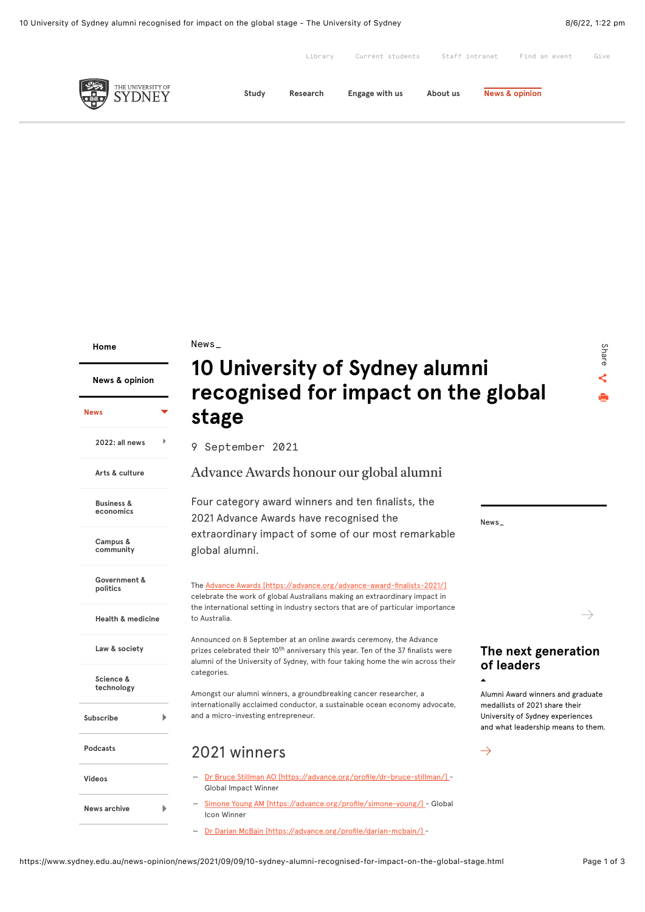News_

# 10 University of Sydney alumni recognised for impact on the global stage

9 September 2021

## Advance Awards honour our global alumni

Four category award winners and ten finalists, the 2021 Advance Awards have recognised the extraordinary impact of some of our most remarkable global alumni.

The Advance Awards [https://advance.org/advance-award-finalists-2021/] celebrate the work of global Australians making an extraordinary impact in the international setting in industry sectors that are of particular importance to Australia.

Announced on 8 September at an online awards ceremony, the Advance prizes celebrated their 10th anniversary this year. Ten of the 37 finalists were alumni of the University of Sydney, with four taking home the win across their categories.

Amongst our alumni winners, a groundbreaking cancer researcher, a internationally acclaimed conductor, a sustainable ocean economy advocate, and a micro-investing entrepreneur.

## 2021 winners

- Dr Bruce Stillman AO [https://advance.org/profile/dr-bruce-stillman/] - Global Impact Winner
- Simone Young AM [https://advance.org/profile/simone-young/] - Global Icon Winner
- Dr Darian McBain [https://advance.org/profile/darian-mcbain/] -

News_

### The next generation of leaders

Alumni Award winners and graduate medallists of 2021 share their University of Sydney experiences and what leadership means to them.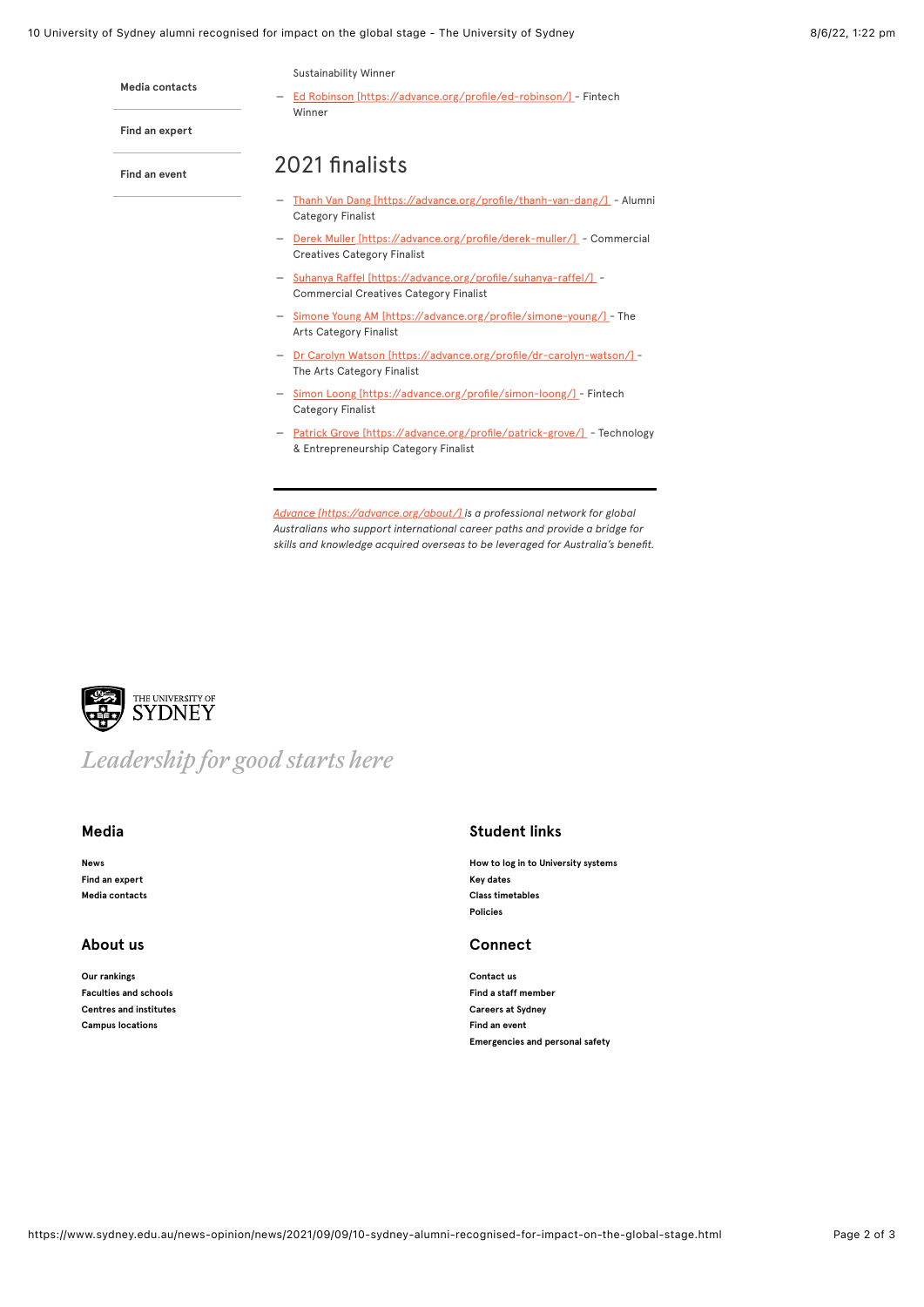- Media contacts
- Find an expert
- Find an event

Sustainability Winner

- Ed Robinson [https://advance.org/profile/ed-robinson/] - Fintech Winner

## 2021 finalists

- Thanh Van Dang [https://advance.org/profile/thanh-van-dang/] - Alumni Category Finalist
- Derek Muller [https://advance.org/profile/derek-muller/] - Commercial Creatives Category Finalist
- Suhanya Raffel [https://advance.org/profile/suhanya-raffel/] - Commercial Creatives Category Finalist
- Simone Young AM [https://advance.org/profile/simone-young/] - The Arts Category Finalist
- Dr Carolyn Watson [https://advance.org/profile/dr-carolyn-watson/] - The Arts Category Finalist
- Simon Loong [https://advance.org/profile/simon-loong/] - Fintech Category Finalist
- Patrick Grove [https://advance.org/profile/patrick-grove/] - Technology & Entrepreneurship Category Finalist

---

*Advance [https://advance.org/about/] is a professional network for global Australians who support international career paths and provide a bridge for skills and knowledge acquired overseas to be leveraged for Australia's benefit.*

THE UNIVERSITY OF SYDNEY

*Leadership for good starts here*

### Media

- News
- Find an expert
- Media contacts

### Student links

- How to log in to University systems
- Key dates
- Class timetables
- Policies

### About us

- Our rankings
- Faculties and schools
- Centres and institutes
- Campus locations

### Connect

- Contact us
- Find a staff member
- Careers at Sydney
- Find an event
- Emergencies and personal safety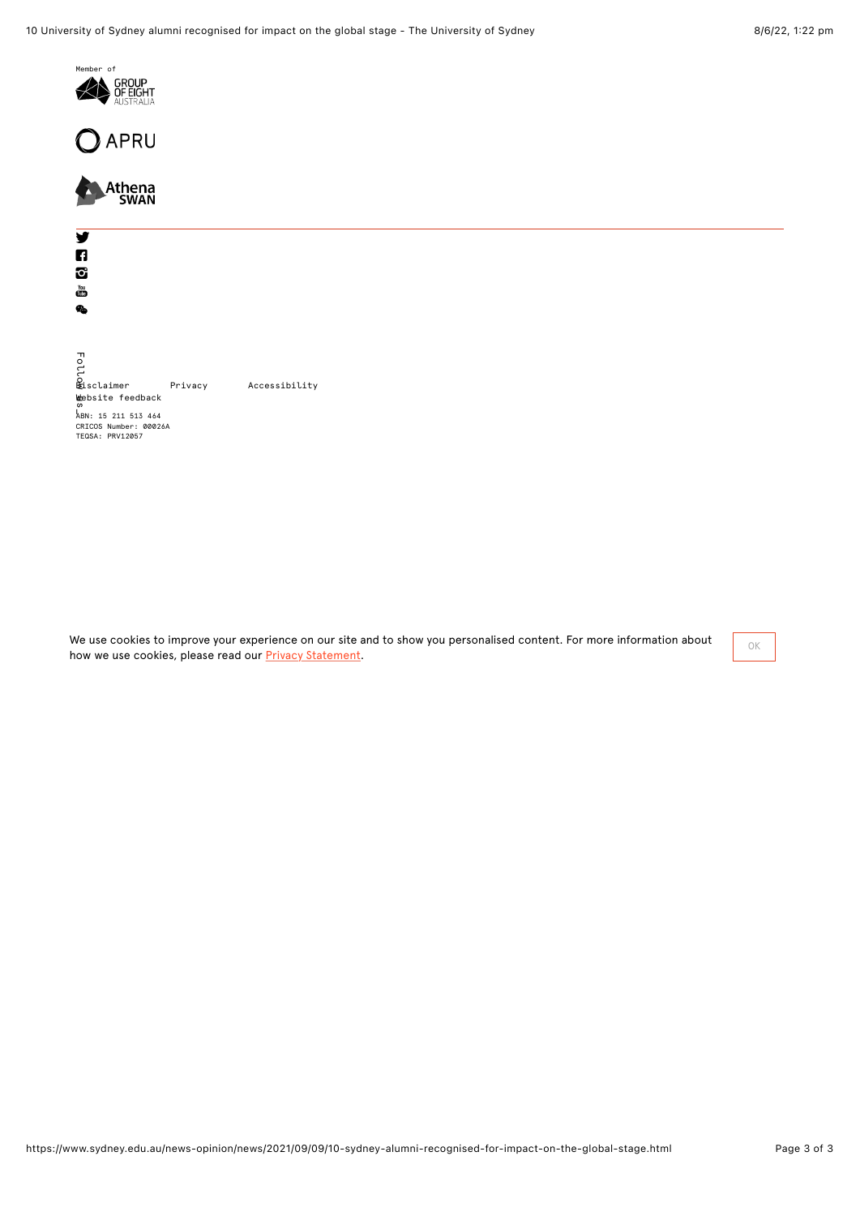Member of

GROUP OF EIGHT AUSTRALIA

APRU

Athena SWAN

Follow us

Disclaimer Privacy Accessibility

Website feedback

ABN: 15 211 513 464

CRICOS Number: 00026A

TEQSA: PRV12057

We use cookies to improve your experience on our site and to show you personalised content. For more information about how we use cookies, please read our Privacy Statement.

OK